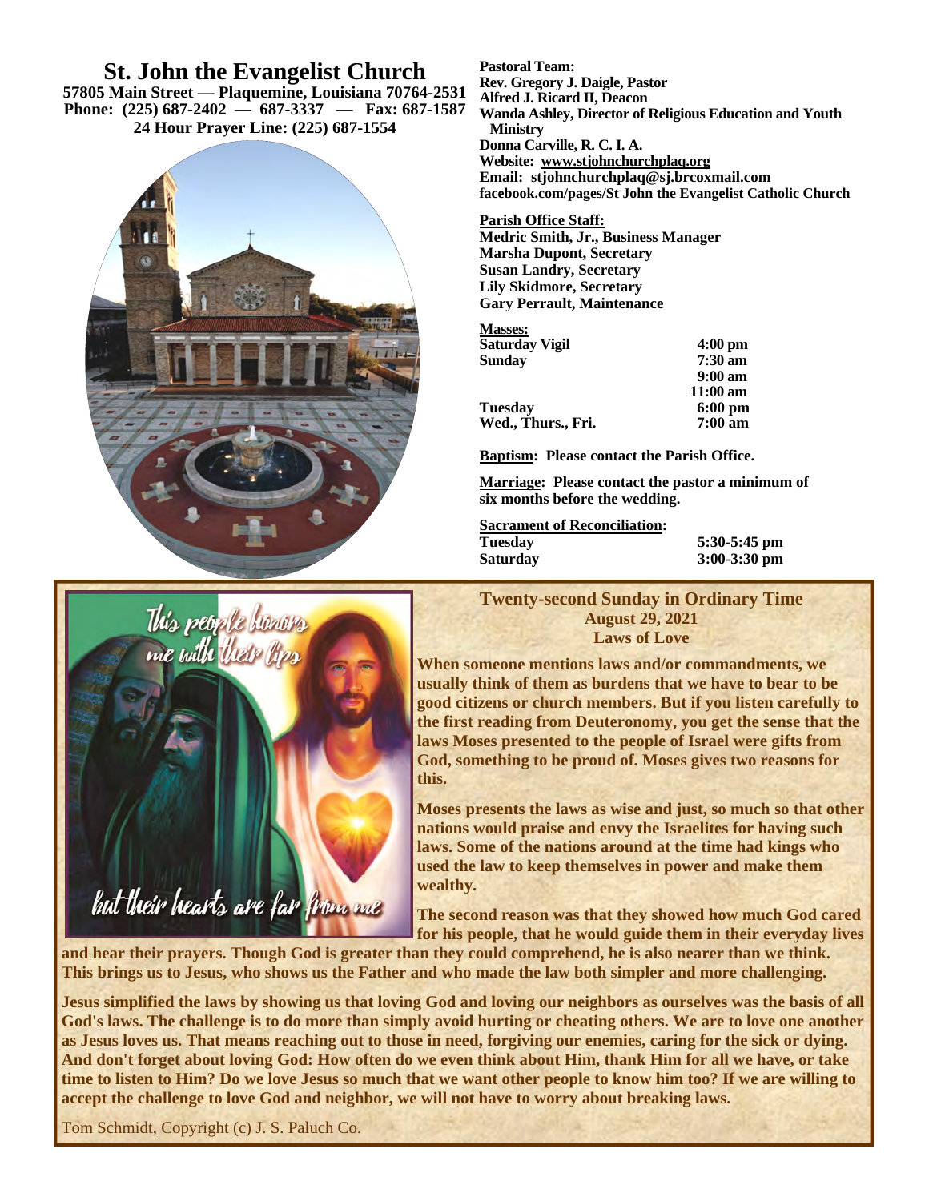# St. John the Evangelist Church

**57805 Main Street — Plaquemine, Louisiana 70764-2531**
**Phone: (225) 687-2402 — 687-3337 — Fax: 687-1587**
**24 Hour Prayer Line: (225) 687-1554**

**Pastoral Team:**
**Rev. Gregory J. Daigle, Pastor**
**Alfred J. Ricard II, Deacon**
**Wanda Ashley, Director of Religious Education and Youth Ministry**
**Donna Carville, R. C. I. A.**
**Website: www.stjohnchurchplaq.org**
**Email: stjohnchurchplaq@sj.brcoxmail.com**
**facebook.com/pages/St John the Evangelist Catholic Church**

**Parish Office Staff:**
**Medric Smith, Jr., Business Manager**
**Marsha Dupont, Secretary**
**Susan Landry, Secretary**
**Lily Skidmore, Secretary**
**Gary Perrault, Maintenance**

**Masses:**

| | |
|---|---|
| Saturday Vigil | 4:00 pm |
| Sunday | 7:30 am |
| | 9:00 am |
| | 11:00 am |
| Tuesday | 6:00 pm |
| Wed., Thurs., Fri. | 7:00 am |

**Baptism: Please contact the Parish Office.**

**Marriage: Please contact the pastor a minimum of six months before the wedding.**

**Sacrament of Reconciliation:**

| | |
|---|---|
| Tuesday | 5:30-5:45 pm |
| Saturday | 3:00-3:30 pm |

## Twenty-second Sunday in Ordinary Time
**August 29, 2021**
**Laws of Love**

**When someone mentions laws and/or commandments, we usually think of them as burdens that we have to bear to be good citizens or church members. But if you listen carefully to the first reading from Deuteronomy, you get the sense that the laws Moses presented to the people of Israel were gifts from God, something to be proud of. Moses gives two reasons for this.**

**Moses presents the laws as wise and just, so much so that other nations would praise and envy the Israelites for having such laws. Some of the nations around at the time had kings who used the law to keep themselves in power and make them wealthy.**

**The second reason was that they showed how much God cared for his people, that he would guide them in their everyday lives and hear their prayers. Though God is greater than they could comprehend, he is also nearer than we think. This brings us to Jesus, who shows us the Father and who made the law both simpler and more challenging.**

**Jesus simplified the laws by showing us that loving God and loving our neighbors as ourselves was the basis of all God's laws. The challenge is to do more than simply avoid hurting or cheating others. We are to love one another as Jesus loves us. That means reaching out to those in need, forgiving our enemies, caring for the sick or dying. And don't forget about loving God: How often do we even think about Him, thank Him for all we have, or take time to listen to Him? Do we love Jesus so much that we want other people to know him too? If we are willing to accept the challenge to love God and neighbor, we will not have to worry about breaking laws.**

Tom Schmidt, Copyright (c) J. S. Paluch Co.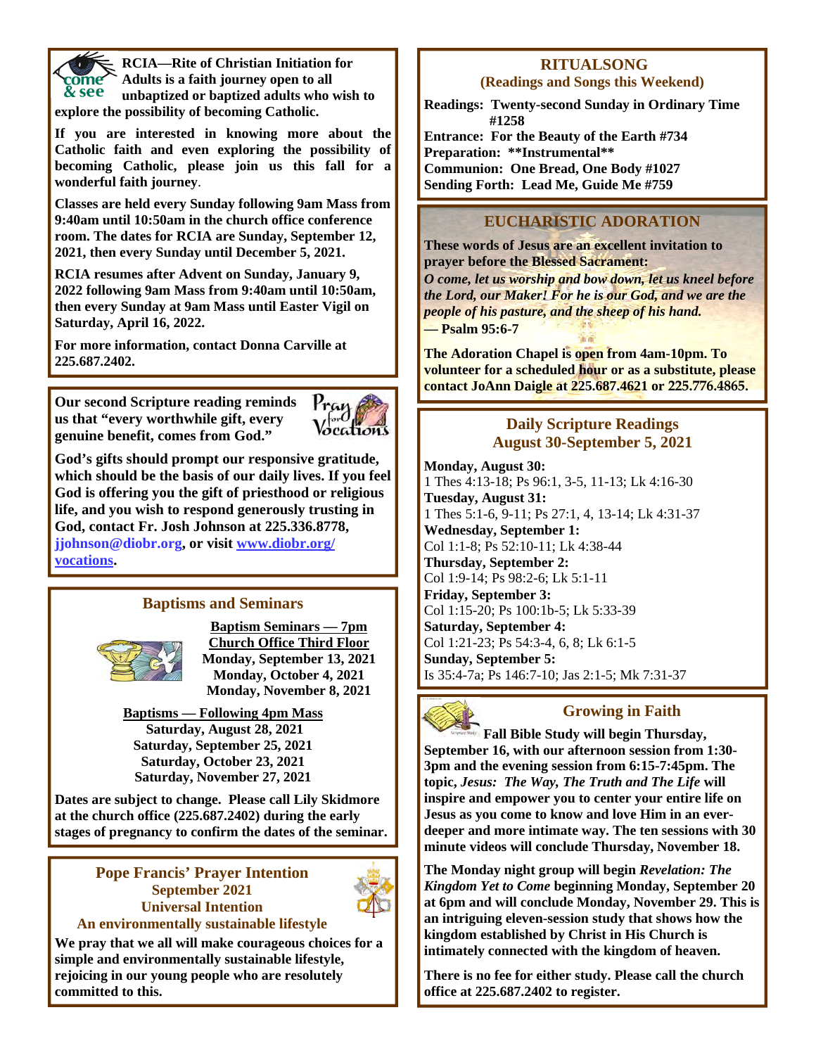**RCIA—Rite of Christian Initiation for Adults is a faith journey open to all unbaptized or baptized adults who wish to explore the possibility of becoming Catholic.**

**If you are interested in knowing more about the Catholic faith and even exploring the possibility of becoming Catholic, please join us this fall for a wonderful faith journey.**

**Classes are held every Sunday following 9am Mass from 9:40am until 10:50am in the church office conference room. The dates for RCIA are Sunday, September 12, 2021, then every Sunday until December 5, 2021.**

**RCIA resumes after Advent on Sunday, January 9, 2022 following 9am Mass from 9:40am until 10:50am, then every Sunday at 9am Mass until Easter Vigil on Saturday, April 16, 2022.**

**For more information, contact Donna Carville at 225.687.2402.**

**Our second Scripture reading reminds us that "every worthwhile gift, every genuine benefit, comes from God."**

**God's gifts should prompt our responsive gratitude, which should be the basis of our daily lives. If you feel God is offering you the gift of priesthood or religious life, and you wish to respond generously trusting in God, contact Fr. Josh Johnson at 225.336.8778, jjohnson@diobr.org, or visit [www.diobr.org/vocations](http://www.diobr.org/vocations).**

## Baptisms and Seminars

**Baptism Seminars — 7pm Church Office Third Floor**
**Monday, September 13, 2021**
**Monday, October 4, 2021**
**Monday, November 8, 2021**

**Baptisms — Following 4pm Mass**
**Saturday, August 28, 2021**
**Saturday, September 25, 2021**
**Saturday, October 23, 2021**
**Saturday, November 27, 2021**

**Dates are subject to change. Please call Lily Skidmore at the church office (225.687.2402) during the early stages of pregnancy to confirm the dates of the seminar.**

## Pope Francis' Prayer Intention

**September 2021**
**Universal Intention**
**An environmentally sustainable lifestyle**

**We pray that we all will make courageous choices for a simple and environmentally sustainable lifestyle, rejoicing in our young people who are resolutely committed to this.**

## RITUALSONG

**(Readings and Songs this Weekend)**

**Readings: Twenty-second Sunday in Ordinary Time #1258**
**Entrance: For the Beauty of the Earth #734**
**Preparation: \*\*Instrumental\*\***
**Communion: One Bread, One Body #1027**
**Sending Forth: Lead Me, Guide Me #759**

## EUCHARISTIC ADORATION

**These words of Jesus are an excellent invitation to prayer before the Blessed Sacrament:**
***O come, let us worship and bow down, let us kneel before the Lord, our Maker! For he is our God, and we are the people of his pasture, and the sheep of his hand.***
**— Psalm 95:6-7**

**The Adoration Chapel is open from 4am-10pm. To volunteer for a scheduled hour or as a substitute, please contact JoAnn Daigle at 225.687.4621 or 225.776.4865.**

## Daily Scripture Readings

**August 30-September 5, 2021**

**Monday, August 30:**
1 Thes 4:13-18; Ps 96:1, 3-5, 11-13; Lk 4:16-30
**Tuesday, August 31:**
1 Thes 5:1-6, 9-11; Ps 27:1, 4, 13-14; Lk 4:31-37
**Wednesday, September 1:**
Col 1:1-8; Ps 52:10-11; Lk 4:38-44
**Thursday, September 2:**
Col 1:9-14; Ps 98:2-6; Lk 5:1-11
**Friday, September 3:**
Col 1:15-20; Ps 100:1b-5; Lk 5:33-39
**Saturday, September 4:**
Col 1:21-23; Ps 54:3-4, 6, 8; Lk 6:1-5
**Sunday, September 5:**
Is 35:4-7a; Ps 146:7-10; Jas 2:1-5; Mk 7:31-37

## Growing in Faith

**Fall Bible Study will begin Thursday, September 16, with our afternoon session from 1:30-3pm and the evening session from 6:15-7:45pm. The topic, *Jesus: The Way, The Truth and The Life* will inspire and empower you to center your entire life on Jesus as you come to know and love Him in an ever-deeper and more intimate way. The ten sessions with 30 minute videos will conclude Thursday, November 18.**

**The Monday night group will begin *Revelation: The Kingdom Yet to Come* beginning Monday, September 20 at 6pm and will conclude Monday, November 29. This is an intriguing eleven-session study that shows how the kingdom established by Christ in His Church is intimately connected with the kingdom of heaven.**

**There is no fee for either study. Please call the church office at 225.687.2402 to register.**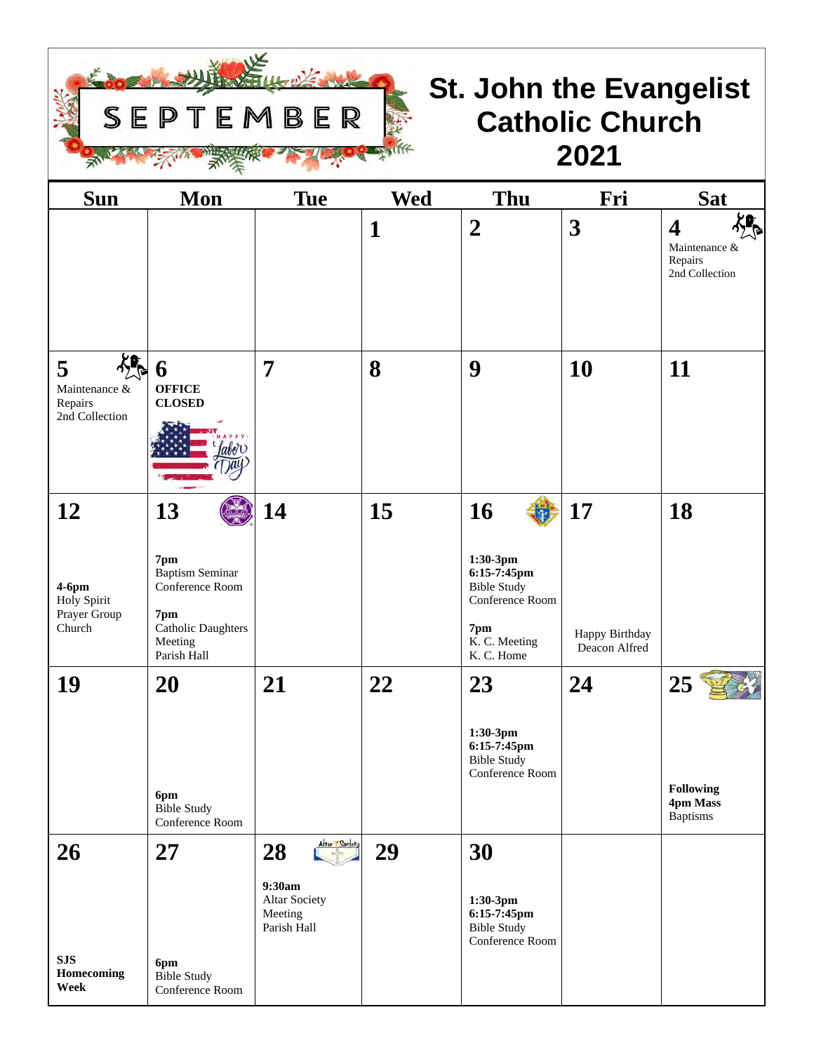# SEPTEMBER

# St. John the Evangelist Catholic Church 2021

| Sun | Mon | Tue | Wed | Thu | Fri | Sat |
|---|---|---|---|---|---|---|
| | | | **1** | **2** | **3** | **4** Maintenance & Repairs 2nd Collection |
| **5** Maintenance & Repairs 2nd Collection | **6** **OFFICE CLOSED** | **7** | **8** | **9** | **10** | **11** |
| **12** **4-6pm** Holy Spirit Prayer Group Church | **13** **7pm** Baptism Seminar Conference Room **7pm** Catholic Daughters Meeting Parish Hall | **14** | **15** | **16** **1:30-3pm** **6:15-7:45pm** Bible Study Conference Room **7pm** K. C. Meeting K. C. Home | **17** Happy Birthday Deacon Alfred | **18** |
| **19** | **20** **6pm** Bible Study Conference Room | **21** | **22** | **23** **1:30-3pm** **6:15-7:45pm** Bible Study Conference Room | **24** | **25** **Following 4pm Mass** Baptisms |
| **26** **SJS Homecoming Week** | **27** **6pm** Bible Study Conference Room | **28** **9:30am** Altar Society Meeting Parish Hall | **29** | **30** **1:30-3pm** **6:15-7:45pm** Bible Study Conference Room | | |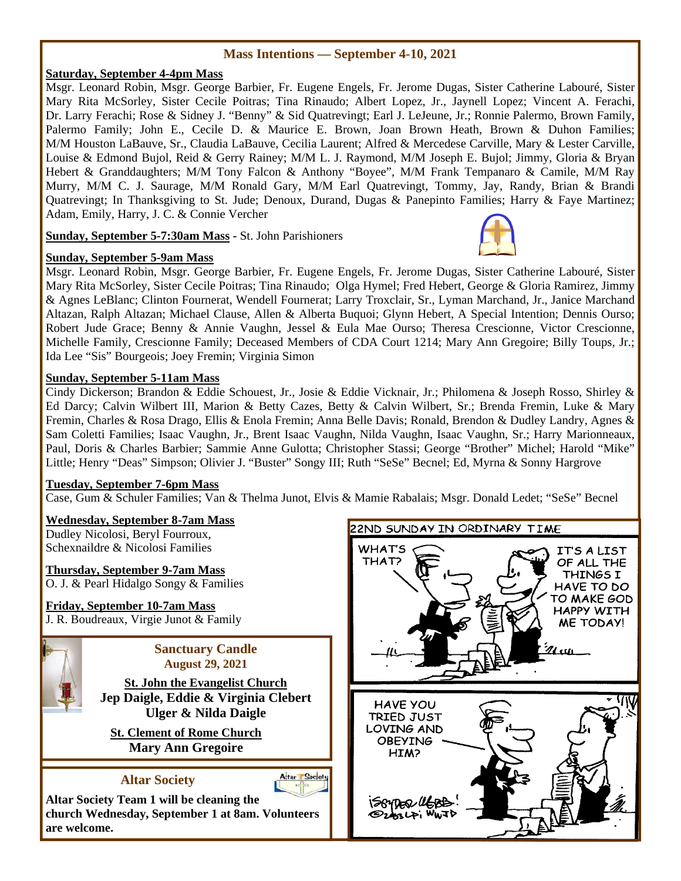## Mass Intentions — September 4-10, 2021

**Saturday, September 4-4pm Mass**

Msgr. Leonard Robin, Msgr. George Barbier, Fr. Eugene Engels, Fr. Jerome Dugas, Sister Catherine Labouré, Sister Mary Rita McSorley, Sister Cecile Poitras; Tina Rinaudo; Albert Lopez, Jr., Jaynell Lopez; Vincent A. Ferachi, Dr. Larry Ferachi; Rose & Sidney J. "Benny" & Sid Quatrevingt; Earl J. LeJeune, Jr.; Ronnie Palermo, Brown Family, Palermo Family; John E., Cecile D. & Maurice E. Brown, Joan Brown Heath, Brown & Duhon Families; M/M Houston LaBauve, Sr., Claudia LaBauve, Cecilia Laurent; Alfred & Mercedese Carville, Mary & Lester Carville, Louise & Edmond Bujol, Reid & Gerry Rainey; M/M L. J. Raymond, M/M Joseph E. Bujol; Jimmy, Gloria & Bryan Hebert & Granddaughters; M/M Tony Falcon & Anthony "Boyee", M/M Frank Tempanaro & Camile, M/M Ray Murry, M/M C. J. Saurage, M/M Ronald Gary, M/M Earl Quatrevingt, Tommy, Jay, Randy, Brian & Brandi Quatrevingt; In Thanksgiving to St. Jude; Denoux, Durand, Dugas & Panepinto Families; Harry & Faye Martinez; Adam, Emily, Harry, J. C. & Connie Vercher

**Sunday, September 5-7:30am Mass** - St. John Parishioners

**Sunday, September 5-9am Mass**

Msgr. Leonard Robin, Msgr. George Barbier, Fr. Eugene Engels, Fr. Jerome Dugas, Sister Catherine Labouré, Sister Mary Rita McSorley, Sister Cecile Poitras; Tina Rinaudo; Olga Hymel; Fred Hebert, George & Gloria Ramirez, Jimmy & Agnes LeBlanc; Clinton Fournerat, Wendell Fournerat; Larry Troxclair, Sr., Lyman Marchand, Jr., Janice Marchand Altazan, Ralph Altazan; Michael Clause, Allen & Alberta Buquoi; Glynn Hebert, A Special Intention; Dennis Ourso; Robert Jude Grace; Benny & Annie Vaughn, Jessel & Eula Mae Ourso; Theresa Crescionne, Victor Crescionne, Michelle Family, Crescionne Family; Deceased Members of CDA Court 1214; Mary Ann Gregoire; Billy Toups, Jr.; Ida Lee "Sis" Bourgeois; Joey Fremin; Virginia Simon

**Sunday, September 5-11am Mass**

Cindy Dickerson; Brandon & Eddie Schouest, Jr., Josie & Eddie Vicknair, Jr.; Philomena & Joseph Rosso, Shirley & Ed Darcy; Calvin Wilbert III, Marion & Betty Cazes, Betty & Calvin Wilbert, Sr.; Brenda Fremin, Luke & Mary Fremin, Charles & Rosa Drago, Ellis & Enola Fremin; Anna Belle Davis; Ronald, Brendon & Dudley Landry, Agnes & Sam Coletti Families; Isaac Vaughn, Jr., Brent Isaac Vaughn, Nilda Vaughn, Isaac Vaughn, Sr.; Harry Marionneaux, Paul, Doris & Charles Barbier; Sammie Anne Gulotta; Christopher Stassi; George "Brother" Michel; Harold "Mike" Little; Henry "Deas" Simpson; Olivier J. "Buster" Songy III; Ruth "SeSe" Becnel; Ed, Myrna & Sonny Hargrove

**Tuesday, September 7-6pm Mass**

Case, Gum & Schuler Families; Van & Thelma Junot, Elvis & Mamie Rabalais; Msgr. Donald Ledet; "SeSe" Becnel

**Wednesday, September 8-7am Mass**

Dudley Nicolosi, Beryl Fourroux, Schexnaildre & Nicolosi Families

**Thursday, September 9-7am Mass**

O. J. & Pearl Hidalgo Songy & Families

**Friday, September 10-7am Mass**

J. R. Boudreaux, Virgie Junot & Family

### Sanctuary Candle
**August 29, 2021**

**St. John the Evangelist Church**
**Jep Daigle, Eddie & Virginia Clebert**
**Ulger & Nilda Daigle**

**St. Clement of Rome Church**
**Mary Ann Gregoire**

### Altar Society

**Altar Society Team 1 will be cleaning the church Wednesday, September 1 at 8am. Volunteers are welcome.**

22ND SUNDAY IN ORDINARY TIME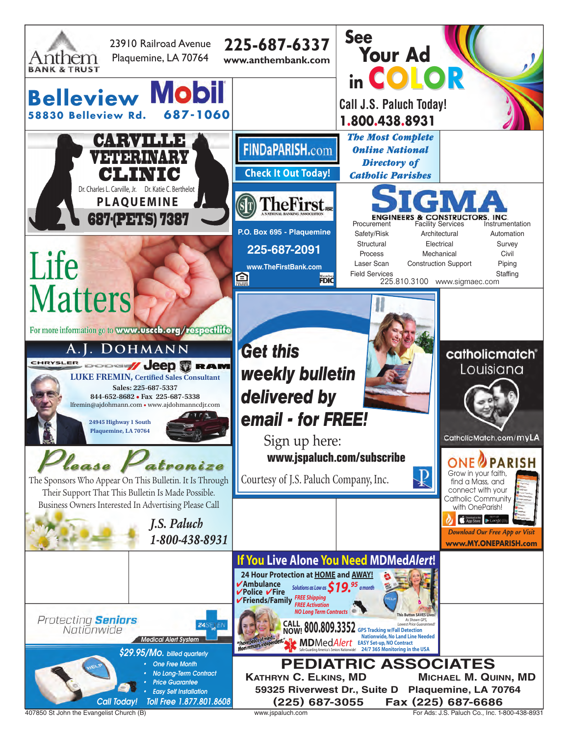**Anthem BANK & TRUST**
23910 Railroad Avenue
Plaquemine, LA 70764
225-687-6337
www.anthembank.com

**See Your Ad in COLOR**
Call J.S. Paluch Today!
1.800.438.8931

**Belleview Mobil**
58830 Belleview Rd. 687-1060

**CARVILLE VETERINARY CLINIC**
Dr. Charles L. Carville, Jr. Dr. Katie C. Berthelot
PLAQUEMINE
687-(PETS) 7387

**FINDaPARISH.com**
Check It Out Today!
*The Most Complete Online National Directory of Catholic Parishes*

**TheFirst** A NATIONAL BANKING ASSOCIATION
P.O. Box 695 - Plaquemine
225-687-2091
www.TheFirstBank.com
Member FDIC

**SIGMA ENGINEERS & CONSTRUCTORS, INC.**
Procurement, Facility Services, Instrumentation
Safety/Risk, Architectural, Automation
Structural, Electrical, Survey
Process, Mechanical, Civil
Laser Scan, Construction Support, Piping
Field Services, Staffing
225.810.3100 www.sigmaec.com

**Life Matters**
For more information go to www.usccb.org/respectlife

**A.J. DOHMANN**
CHRYSLER DODGE Jeep RAM
LUKE FREMIN, Certified Sales Consultant
Sales: 225-687-5337
844-652-8682 • Fax 225-687-5338
lfremin@ajdohmann.com • www.ajdohmanncdjr.com
24945 Highway 1 South
Plaquemine, LA 70764

***Get this weekly bulletin delivered by email - for FREE!***
Sign up here:
www.jspaluch.com/subscribe
Courtesy of J.S. Paluch Company, Inc.

**catholicmatch® Louisiana**
CatholicMatch.com/myLA

**Please Patronize**
The Sponsors Who Appear On This Bulletin. It Is Through Their Support That This Bulletin Is Made Possible. Business Owners Interested In Advertising Please Call
*J.S. Paluch*
*1-800-438-8931*

**ONE PARISH**
Grow in your faith, find a Mass, and connect with your Catholic Community with OneParish!
*Download Our Free App or Visit*
www.MY.ONEPARISH.com

**If You Live Alone You Need MDMedAlert!**
24 Hour Protection at HOME and AWAY!
✔Ambulance
✔Police ✔Fire
✔Friends/Family
Solutions as Low as $19.95 a month
FREE Shipping
FREE Activation
NO Long Term Contracts
This Button SAVES Lives!
As Shown GPS, Lowest Price Guaranteed!
"I have peace of mind... Mom remains independent."
CALL NOW! 800.809.3352
GPS Tracking w/Fall Detection
Nationwide, No Land Line Needed
EASY Set-up, NO Contract
24/7 365 Monitoring in the USA
MDMedAlert — Safe-Guarding America's Seniors Nationwide!

**Protecting Seniors Nationwide** — 24SEVEN
Medical Alert System
$29.95/Mo. billed quarterly
- One Free Month
- No Long-Term Contract
- Price Guarantee
- Easy Self Installation

Call Today! Toll Free 1.877.801.8608

**PEDIATRIC ASSOCIATES**
KATHRYN C. ELKINS, MD   MICHAEL M. QUINN, MD
59325 Riverwest Dr., Suite D   Plaquemine, LA 70764
(225) 687-3055   Fax (225) 687-6686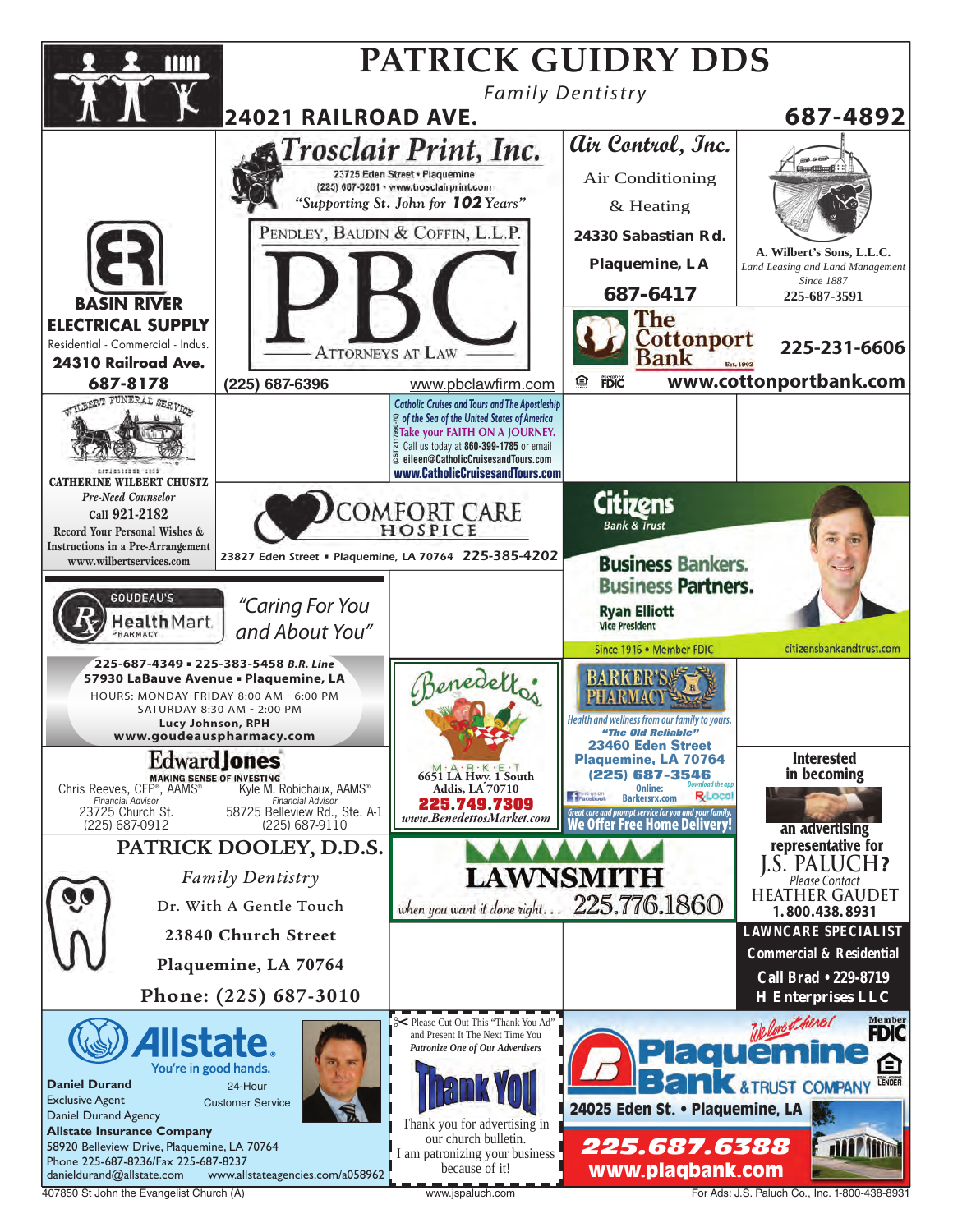# PATRICK GUIDRY DDS

*Family Dentistry*

**24021 RAILROAD AVE.** **687-4892**

## Trosclair Print, Inc.

23725 Eden Street • Plaquemine
(225) 687-3261 • www.trosclairprint.com
*"Supporting St. John for 102 Years"*

## Air Control, Inc.

Air Conditioning
& Heating
**24330 Sabastian Rd.**
**Plaquemine, LA**
**687-6417**

**A. Wilbert's Sons, L.L.C.**
*Land Leasing and Land Management*
*Since 1887*
**225-687-3591**

**BASIN RIVER ELECTRICAL SUPPLY**
Residential - Commercial - Indus.
**24310 Railroad Ave.**
**687-8178**

PENDLEY, BAUDIN & COFFIN, L.L.P.
PBC
ATTORNEYS AT LAW
(225) 687-6396 www.pbclawfirm.com

**The Cottonport Bank** Est. 1902
**225-231-6606**
Member FDIC
**www.cottonportbank.com**

WILBERT FUNERAL SERVICE
**CATHERINE WILBERT CHUSTZ**
*Pre-Need Counselor*
**Call 921-2182**
**Record Your Personal Wishes & Instructions in a Pre-Arrangement**
**www.wilbertservices.com**

*Catholic Cruises and Tours and The Apostleship of the Sea of the United States of America*
*Take your FAITH ON A JOURNEY.*
Call us today at **860-399-1785** or email **eileen@CatholicCruisesandTours.com**
**www.CatholicCruisesandTours.com**
(CST 2117990-70)

**COMFORT CARE HOSPICE**
23827 Eden Street ▪ Plaquemine, LA 70764 **225-385-4202**

**Citizens** *Bank & Trust*
**Business Bankers.**
**Business Partners.**
**Ryan Elliott**
Vice President
Since 1916 • Member FDIC
citizensbankandtrust.com

GOUDEAU'S Health Mart PHARMACY
*"Caring For You and About You"*
**225-687-4349 ▪ 225-383-5458** ***B.R. Line***
**57930 LaBauve Avenue ▪ Plaquemine, LA**
HOURS: MONDAY-FRIDAY 8:00 AM - 6:00 PM
SATURDAY 8:30 AM - 2:00 PM
**Lucy Johnson, RPH**
**www.goudeauspharmacy.com**

**Benedetto's MARKET**
**6651 LA Hwy. 1 South**
**Addis, LA 70710**
**225.749.7309**
*www.BenedettosMarket.com*

**BARKER'S PHARMACY**
*Health and wellness from our family to yours.*
***"The Old Reliable"***
**23460 Eden Street**
**Plaquemine, LA 70764**
**(225) 687-3546**
Find us on Facebook
Online: Barkersrx.com
Download the app RxLocal
*Great care and prompt service for you and your family.*
**We Offer Free Home Delivery!**

**Edward Jones**
MAKING SENSE OF INVESTING
Chris Reeves, CFP®, AAMS® — *Financial Advisor* — 23725 Church St. — (225) 687-0912
Kyle M. Robichaux, AAMS® — *Financial Advisor* — 58725 Belleview Rd., Ste. A-1 — (225) 687-9110

**Interested in becoming an advertising representative for J.S. PALUCH?**
*Please Contact*
HEATHER GAUDET
**1.800.438.8931**

**PATRICK DOOLEY, D.D.S.**
*Family Dentistry*
Dr. With A Gentle Touch
**23840 Church Street**
**Plaquemine, LA 70764**
**Phone: (225) 687-3010**

**LAWNSMITH**
*when you want it done right...* 225.776.1860

**LAWNCARE SPECIALIST**
**Commercial & Residential**
**Call Brad • 229-8719**
**H Enterprises LLC**

**Allstate.** *You're in good hands.*
**Daniel Durand**
Exclusive Agent
24-Hour Customer Service
Daniel Durand Agency
**Allstate Insurance Company**
58920 Belleview Drive, Plaquemine, LA 70764
Phone 225-687-8236/Fax 225-687-8237
danieldurand@allstate.com www.allstateagencies.com/a058962

✂ Please Cut Out This "Thank You Ad" and Present It The Next Time You *Patronize One of Our Advertisers*
**Thank You**
Thank you for advertising in our church bulletin.
I am patronizing your business because of it!

*We love it here!*
**Plaquemine Bank** & TRUST COMPANY
Member FDIC
**24025 Eden St. • Plaquemine, LA**
***225.687.6388***
**www.plaqbank.com**

407850 St John the Evangelist Church (A) www.jspaluch.com For Ads: J.S. Paluch Co., Inc. 1-800-438-8931